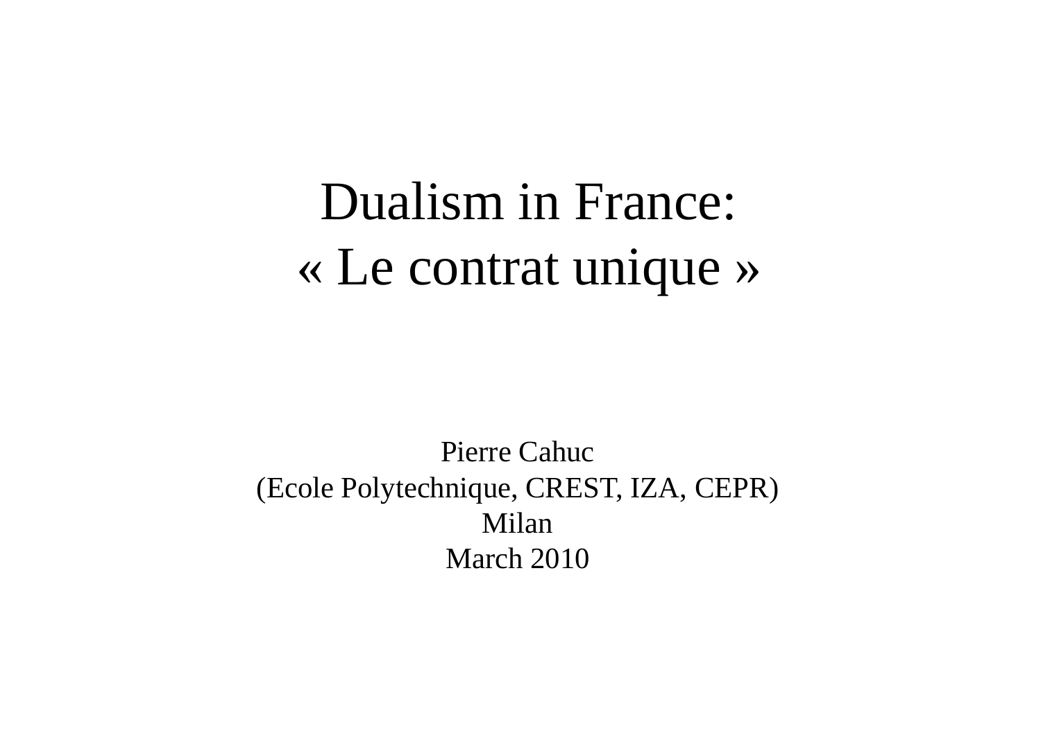# Dualism in France:
# « Le contrat unique »

Pierre Cahuc
(Ecole Polytechnique, CREST, IZA, CEPR)
Milan
March 2010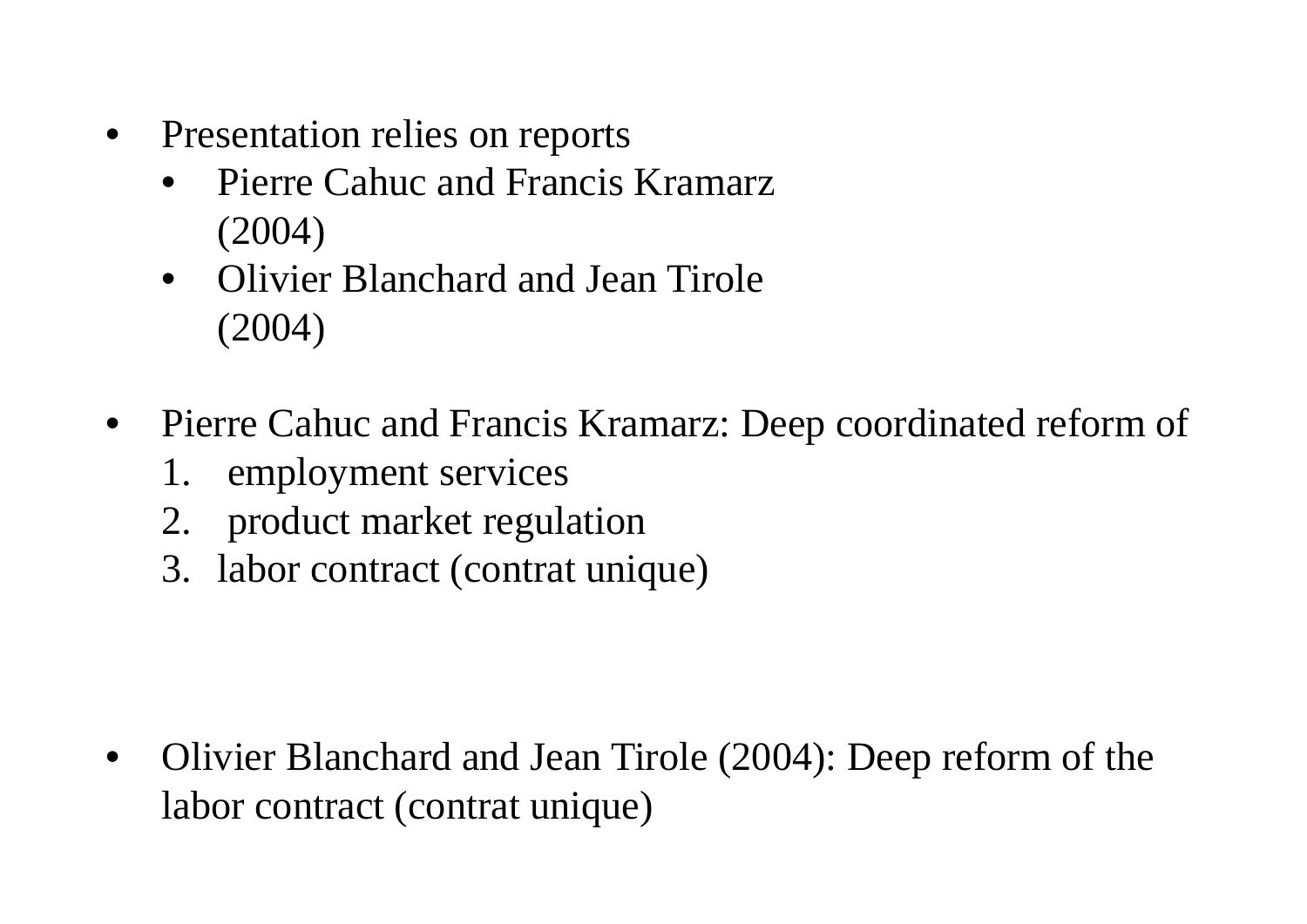- Presentation relies on reports
  - Pierre Cahuc and Francis Kramarz (2004)
  - Olivier Blanchard and Jean Tirole (2004)

- Pierre Cahuc and Francis Kramarz: Deep coordinated reform of
  1. employment services
  2. product market regulation
  3. labor contract (contrat unique)

- Olivier Blanchard and Jean Tirole (2004): Deep reform of the labor contract (contrat unique)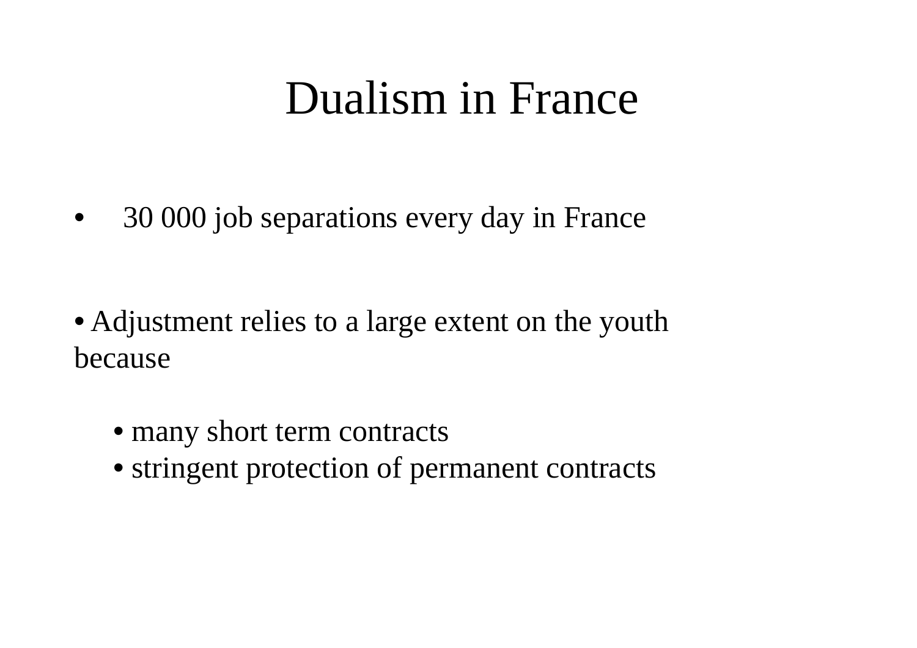# Dualism in France

- 30 000 job separations every day in France

- Adjustment relies to a large extent on the youth because
  - many short term contracts
  - stringent protection of permanent contracts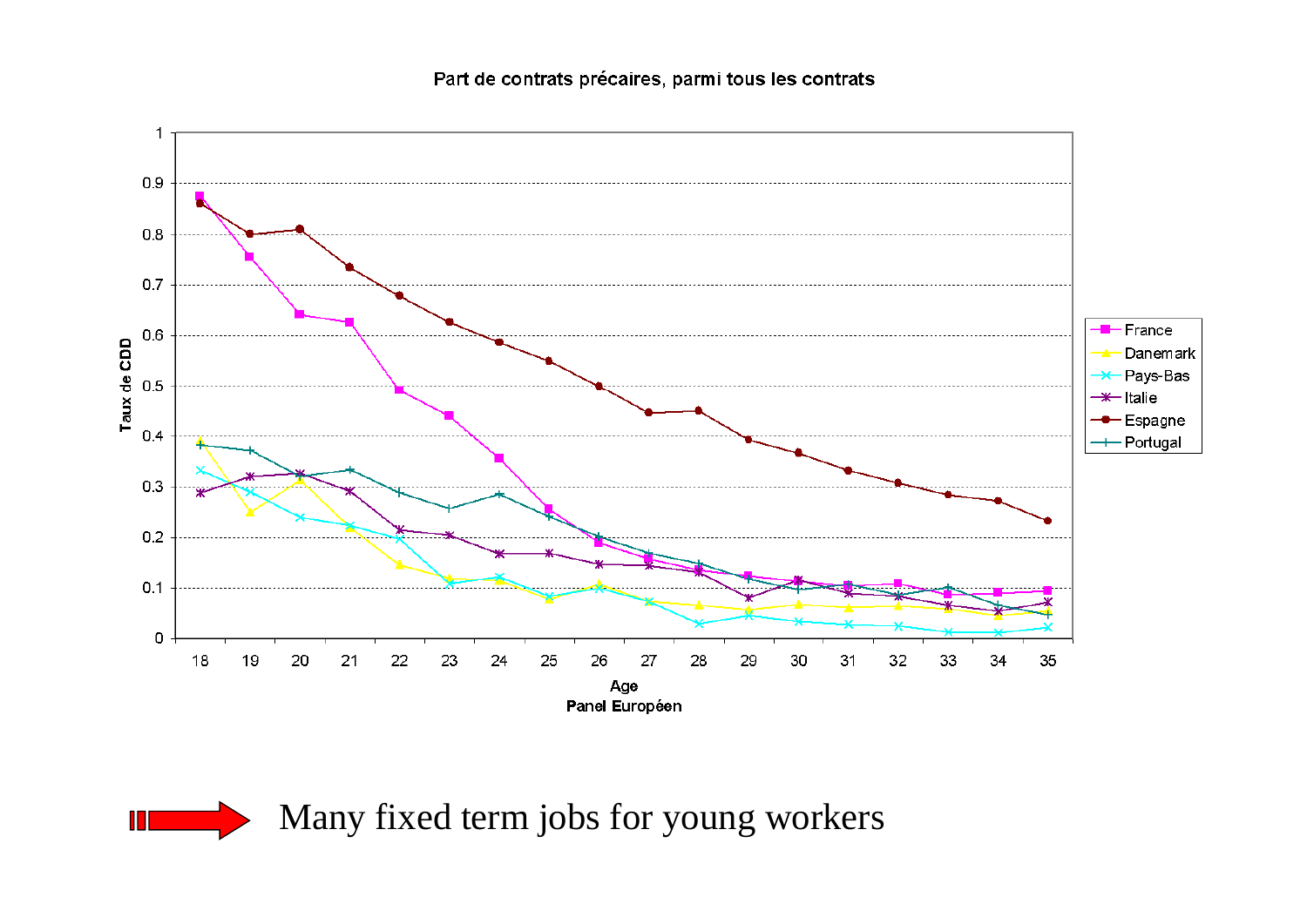Part de contrats précaires, parmi tous les contrats

Many fixed term jobs for young workers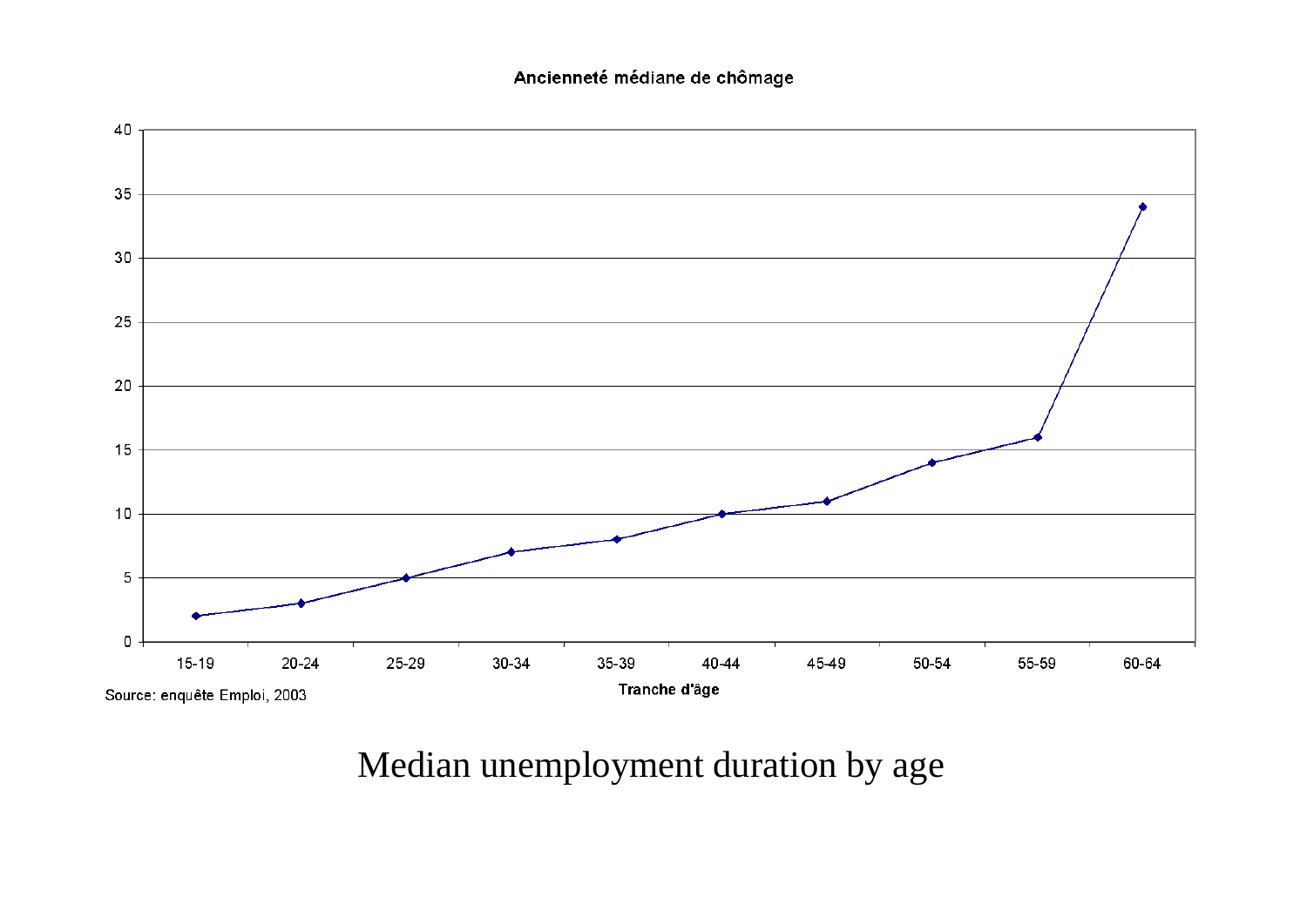**Ancienneté médiane de chômage**

| Tranche d'âge | Ancienneté médiane de chômage |
|---|---|
| 15-19 | 2 |
| 20-24 | 3 |
| 25-29 | 5 |
| 30-34 | 7 |
| 35-39 | 8 |
| 40-44 | 10 |
| 45-49 | 11 |
| 50-54 | 14 |
| 55-59 | 16 |
| 60-64 | 34 |

Source: enquête Emploi, 2003

Median unemployment duration by age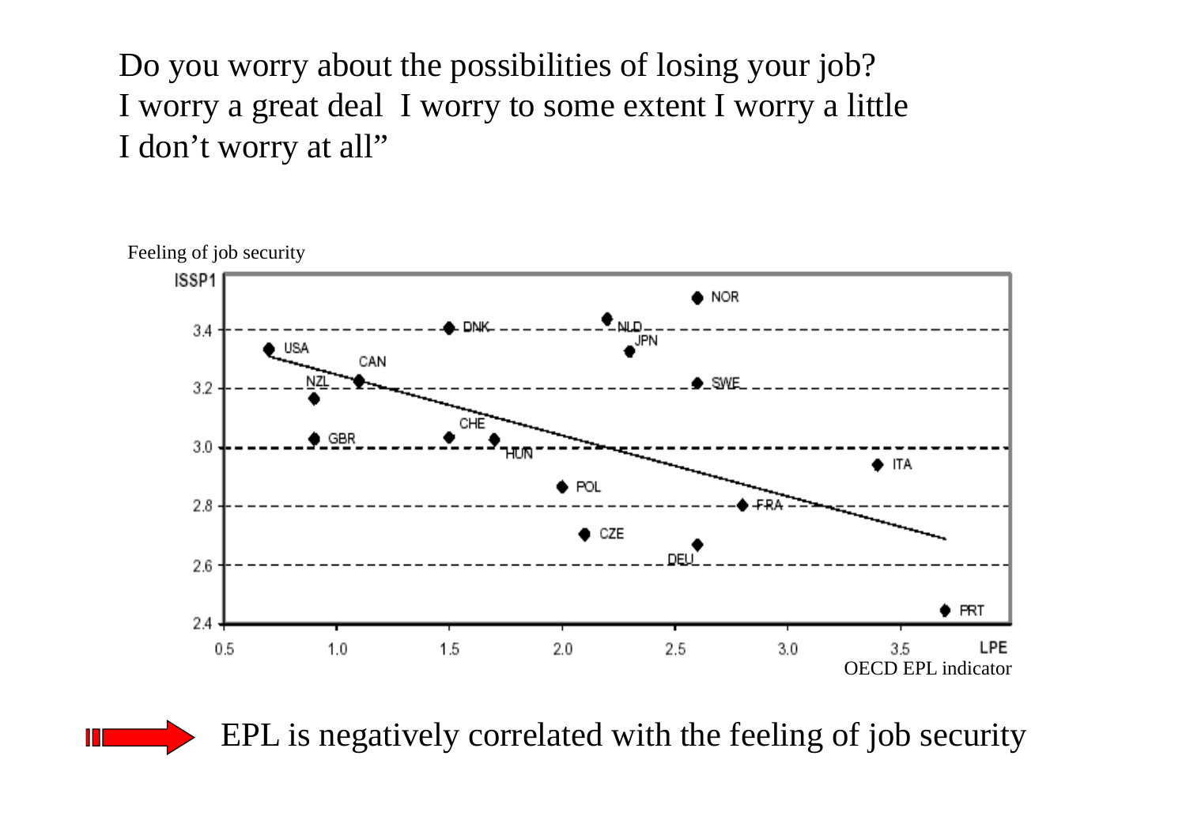Do you worry about the possibilities of losing your job?
I worry a great deal  I worry to some extent I worry a little
I don't worry at all"

Feeling of job security

ISSP1

| Country | LPE (OECD EPL indicator) | ISSP1 (Feeling of job security) |
| --- | --- | --- |
| USA | 0.7 | 3.33 |
| NZL | 0.9 | 3.16 |
| GBR | 0.9 | 3.03 |
| CAN | 1.1 | 3.22 |
| DNK | 1.5 | 3.40 |
| CHE | 1.5 | 3.03 |
| HUN | 1.7 | 3.03 |
| POL | 2.0 | 2.86 |
| CZE | 2.1 | 2.70 |
| NLD | 2.2 | 3.44 |
| JPN | 2.3 | 3.33 |
| NOR | 2.6 | 3.51 |
| SWE | 2.6 | 3.22 |
| DEU | 2.6 | 2.67 |
| FRA | 2.8 | 2.80 |
| ITA | 3.4 | 2.94 |
| PRT | 3.7 | 2.45 |

LPE
OECD EPL indicator

EPL is negatively correlated with the feeling of job security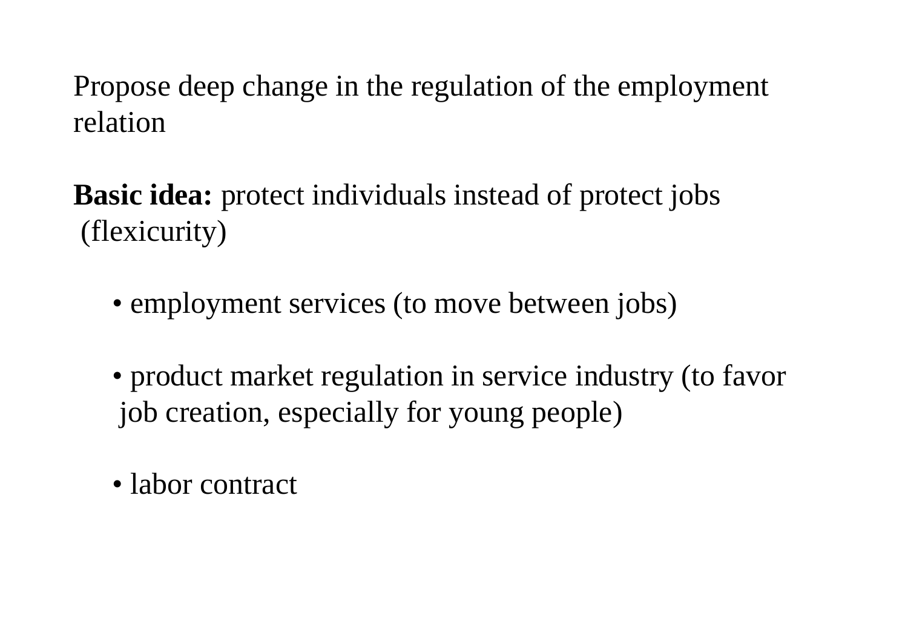Propose deep change in the regulation of the employment relation

**Basic idea:** protect individuals instead of protect jobs (flexicurity)

- employment services (to move between jobs)
- product market regulation in service industry (to favor job creation, especially for young people)
- labor contract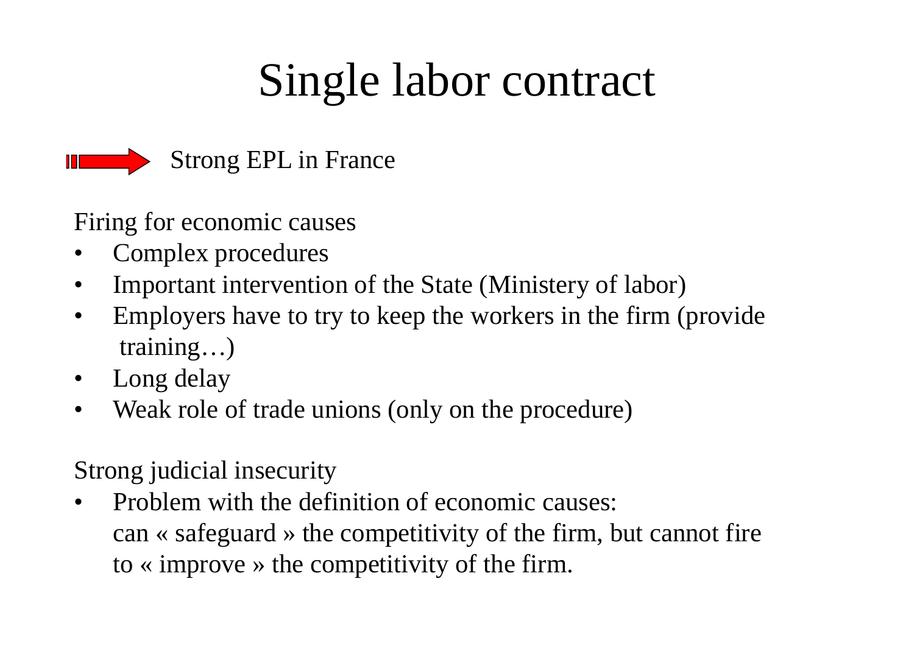# Single labor contract

Strong EPL in France

Firing for economic causes

- Complex procedures
- Important intervention of the State (Ministery of labor)
- Employers have to try to keep the workers in the firm (provide training…)
- Long delay
- Weak role of trade unions (only on the procedure)

Strong judicial insecurity

- Problem with the definition of economic causes: can « safeguard » the competitivity of the firm, but cannot fire to « improve » the competitivity of the firm.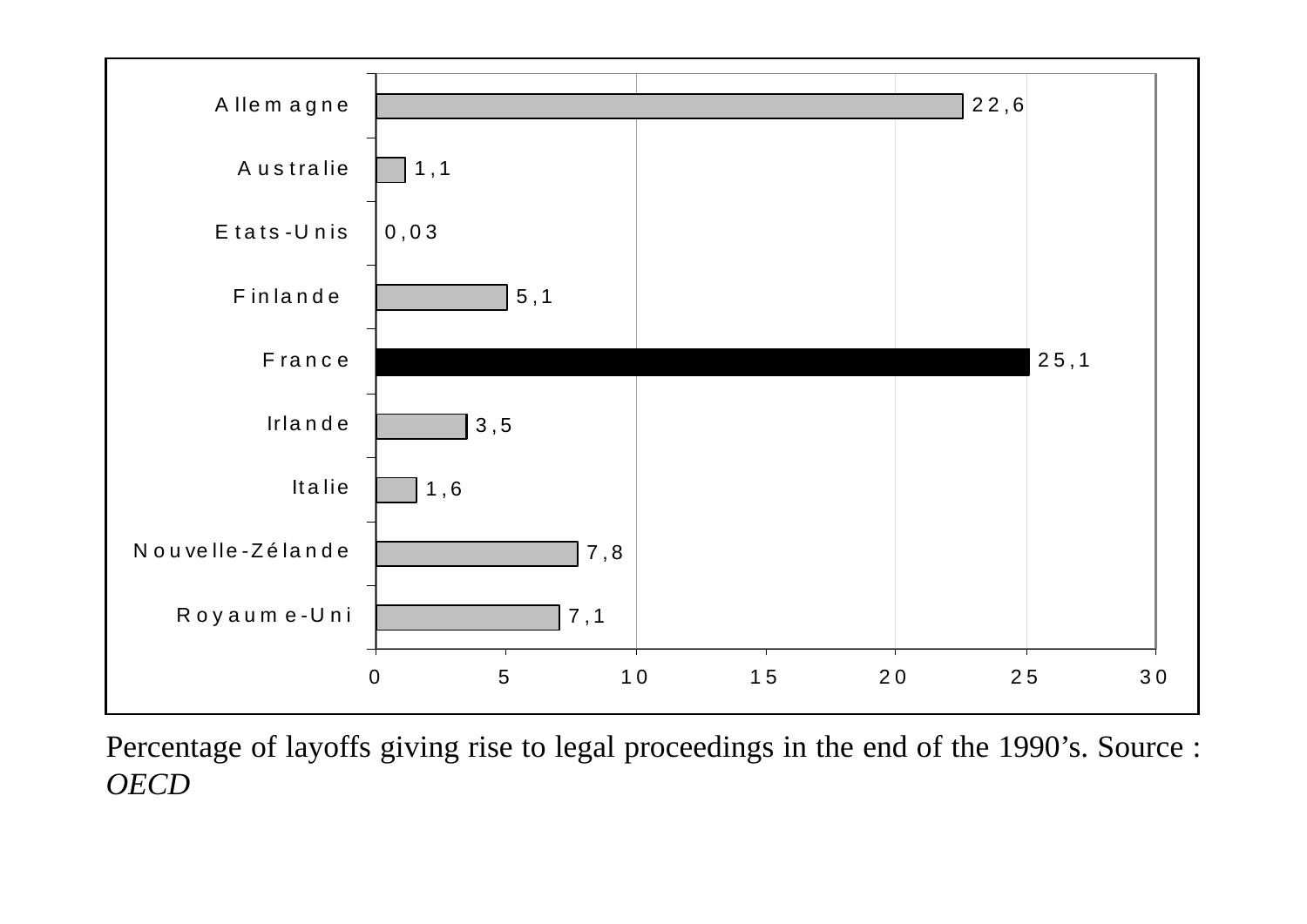| Pays | % |
|---|---|
| Allemagne | 22,6 |
| Australie | 1,1 |
| Etats-Unis | 0,03 |
| Finlande | 5,1 |
| France | 25,1 |
| Irlande | 3,5 |
| Italie | 1,6 |
| Nouvelle-Zélande | 7,8 |
| Royaume-Uni | 7,1 |

Percentage of layoffs giving rise to legal proceedings in the end of the 1990's. Source : *OECD*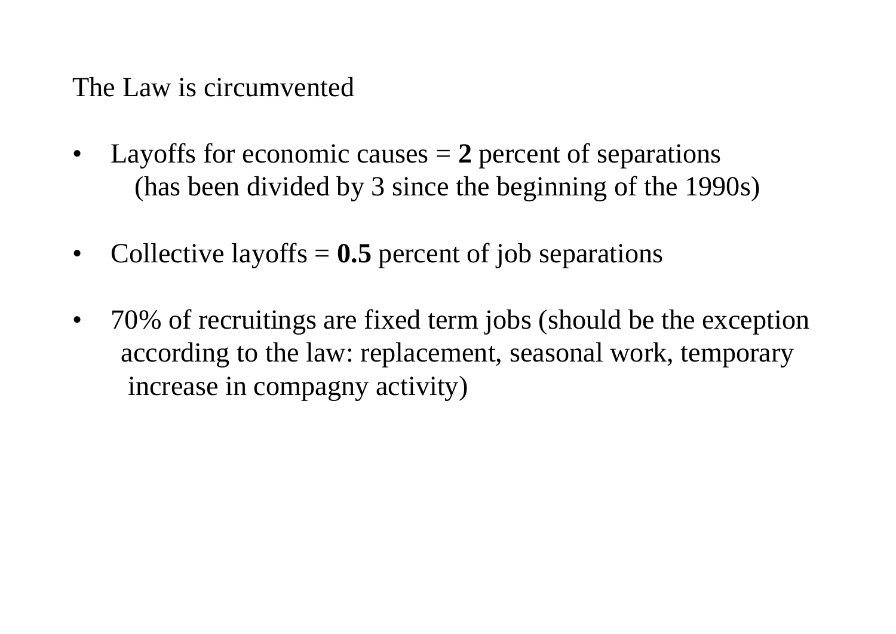The Law is circumvented

- Layoffs for economic causes = **2** percent of separations (has been divided by 3 since the beginning of the 1990s)

- Collective layoffs = **0.5** percent of job separations

- 70% of recruitings are fixed term jobs (should be the exception according to the law: replacement, seasonal work, temporary increase in compagny activity)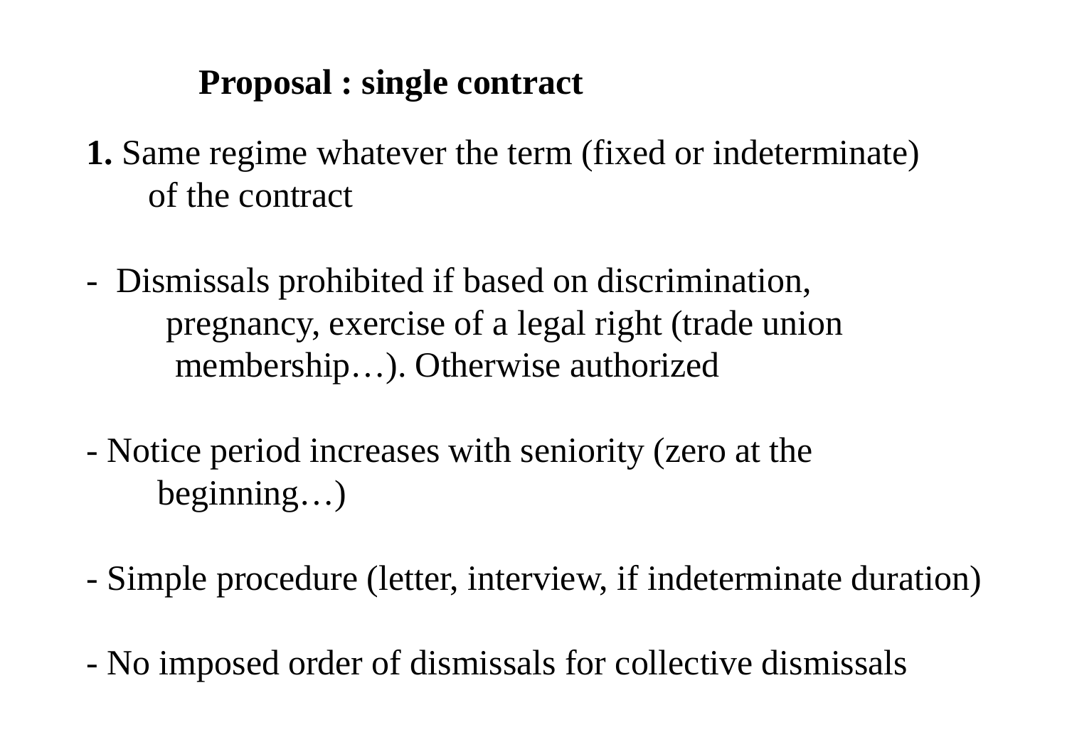## Proposal : single contract

**1.** Same regime whatever the term (fixed or indeterminate) of the contract

- Dismissals prohibited if based on discrimination, pregnancy, exercise of a legal right (trade union membership…). Otherwise authorized

- Notice period increases with seniority (zero at the beginning…)

- Simple procedure (letter, interview, if indeterminate duration)

- No imposed order of dismissals for collective dismissals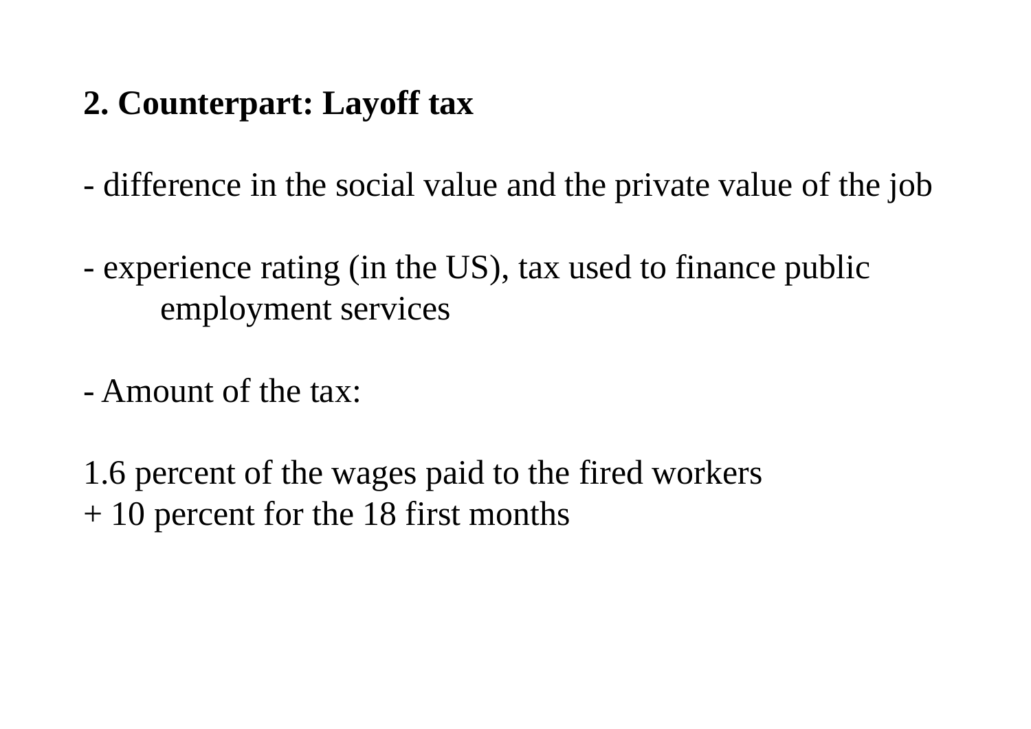## 2. Counterpart: Layoff tax

- difference in the social value and the private value of the job

- experience rating (in the US), tax used to finance public employment services

- Amount of the tax:

1.6 percent of the wages paid to the fired workers
+ 10 percent for the 18 first months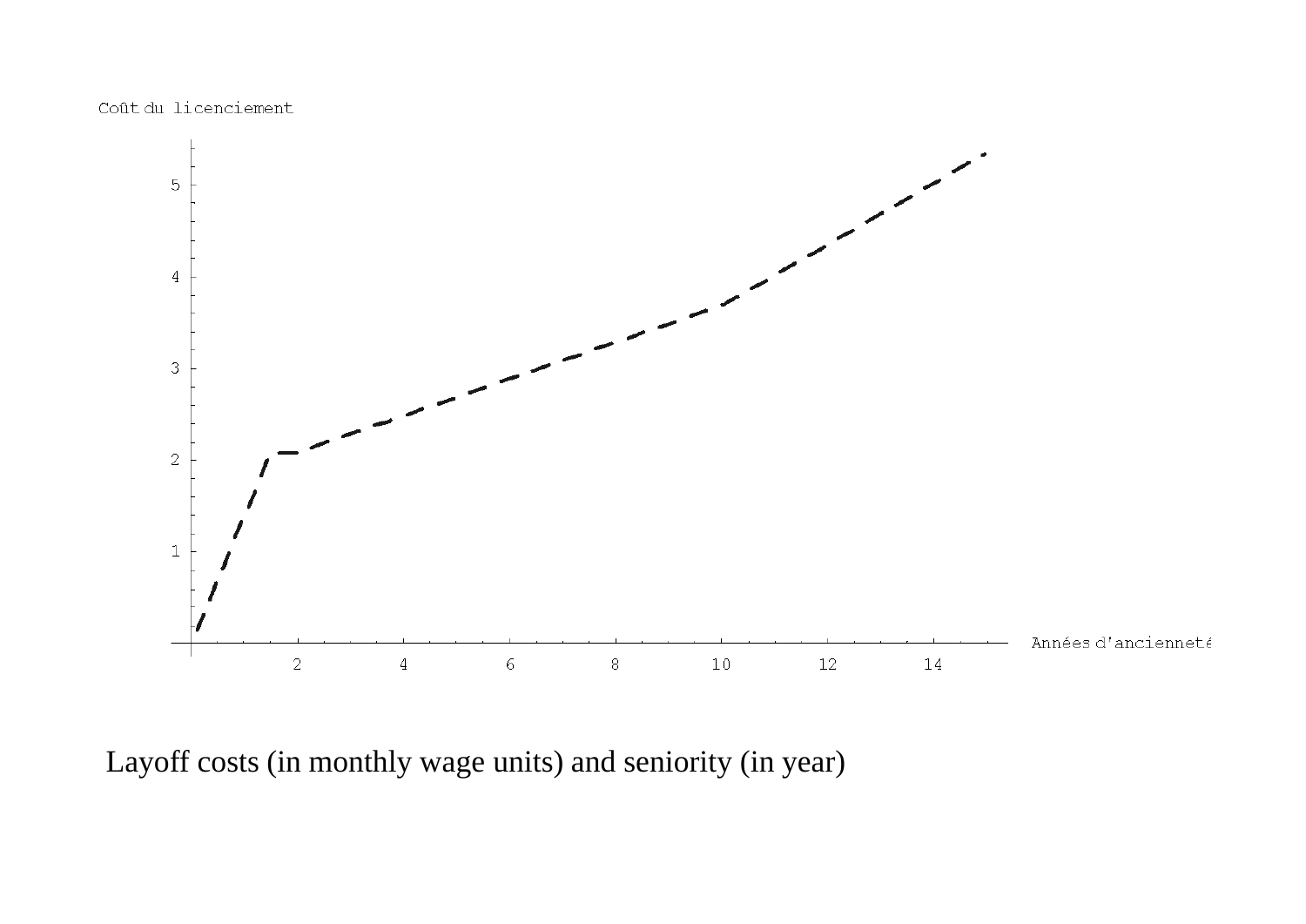Coût du licenciement

5

4

3

2

1

2 4 6 8 10 12 14

Années d'ancienneté

Layoff costs (in monthly wage units) and seniority (in year)